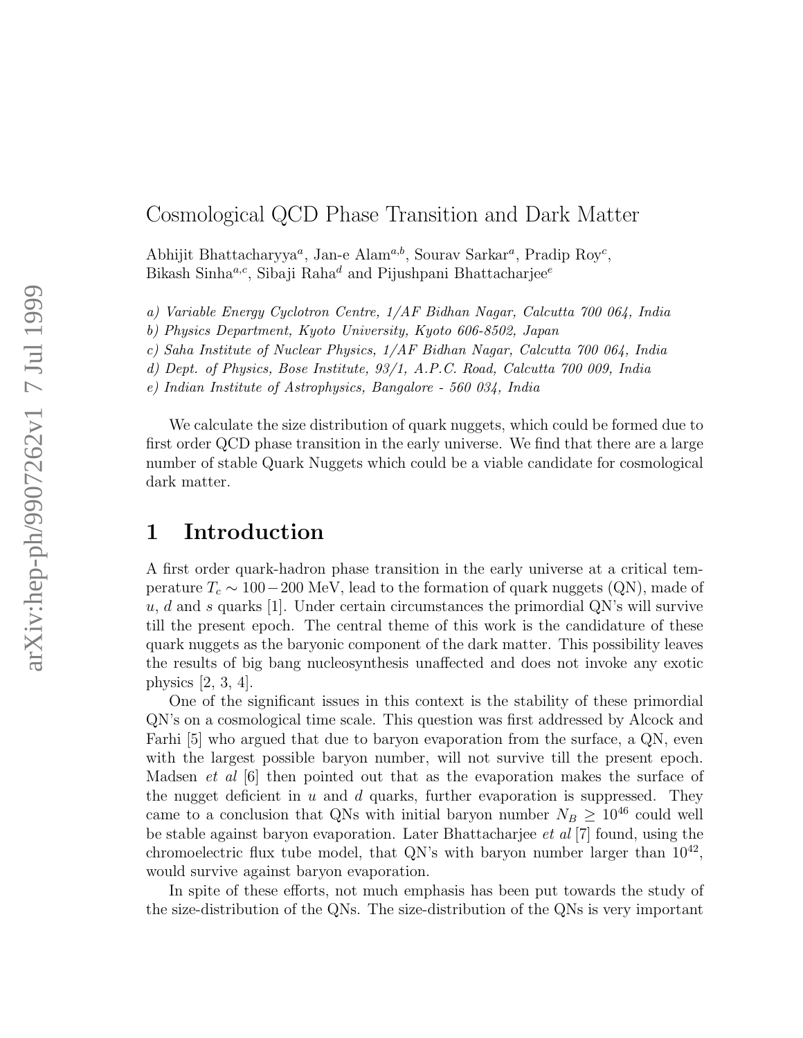# Cosmological QCD Phase Transition and Dark Matter

Abhijit Bhattacharyya[a], Jan-e Alam[a,b], Sourav Sarkar[a], Pradip Roy[c], Bikash Sinha[a,c], Sibaji Raha[d] and Pijushpani Bhattacharjee[e]

a) *Variable Energy Cyclotron Centre, 1/AF Bidhan Nagar, Calcutta 700 064, India*
b) *Physics Department, Kyoto University, Kyoto 606-8502, Japan*
c) *Saha Institute of Nuclear Physics, 1/AF Bidhan Nagar, Calcutta 700 064, India*
d) *Dept. of Physics, Bose Institute, 93/1, A.P.C. Road, Calcutta 700 009, India*
e) *Indian Institute of Astrophysics, Bangalore - 560 034, India*

We calculate the size distribution of quark nuggets, which could be formed due to first order QCD phase transition in the early universe. We find that there are a large number of stable Quark Nuggets which could be a viable candidate for cosmological dark matter.

## 1 Introduction

A first order quark-hadron phase transition in the early universe at a critical temperature $T_c \sim 100-200$ MeV, lead to the formation of quark nuggets (QN), made of $u$, $d$ and $s$ quarks [1]. Under certain circumstances the primordial QN's will survive till the present epoch. The central theme of this work is the candidature of these quark nuggets as the baryonic component of the dark matter. This possibility leaves the results of big bang nucleosynthesis unaffected and does not invoke any exotic physics [2, 3, 4].

One of the significant issues in this context is the stability of these primordial QN's on a cosmological time scale. This question was first addressed by Alcock and Farhi [5] who argued that due to baryon evaporation from the surface, a QN, even with the largest possible baryon number, will not survive till the present epoch. Madsen *et al* [6] then pointed out that as the evaporation makes the surface of the nugget deficient in $u$ and $d$ quarks, further evaporation is suppressed. They came to a conclusion that QNs with initial baryon number $N_B \geq 10^{46}$ could well be stable against baryon evaporation. Later Bhattacharjee *et al* [7] found, using the chromoelectric flux tube model, that QN's with baryon number larger than $10^{42}$, would survive against baryon evaporation.

In spite of these efforts, not much emphasis has been put towards the study of the size-distribution of the QNs. The size-distribution of the QNs is very important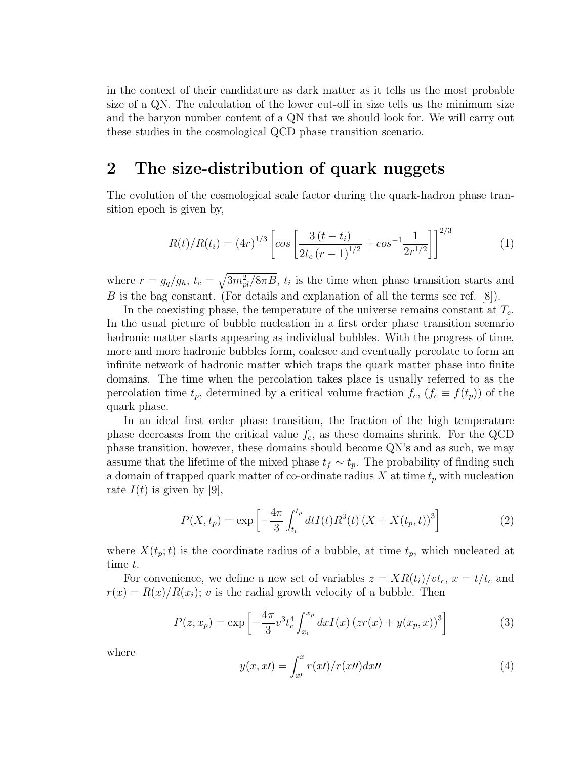in the context of their candidature as dark matter as it tells us the most probable size of a QN. The calculation of the lower cut-off in size tells us the minimum size and the baryon number content of a QN that we should look for. We will carry out these studies in the cosmological QCD phase transition scenario.

## 2 The size-distribution of quark nuggets

The evolution of the cosmological scale factor during the quark-hadron phase transition epoch is given by,

$$R(t)/R(t_i) = (4r)^{1/3} \left[ cos \left[ \frac{3\,(t - t_i)}{2t_c\,(r-1)^{1/2}} + cos^{-1}\frac{1}{2r^{1/2}} \right] \right]^{2/3} \tag{1}$$

where $r = g_q/g_h$, $t_c = \sqrt{3m_{pl}^2/8\pi B}$, $t_i$ is the time when phase transition starts and $B$ is the bag constant. (For details and explanation of all the terms see ref. [8]).

In the coexisting phase, the temperature of the universe remains constant at $T_c$. In the usual picture of bubble nucleation in a first order phase transition scenario hadronic matter starts appearing as individual bubbles. With the progress of time, more and more hadronic bubbles form, coalesce and eventually percolate to form an infinite network of hadronic matter which traps the quark matter phase into finite domains. The time when the percolation takes place is usually referred to as the percolation time $t_p$, determined by a critical volume fraction $f_c$, ($f_c \equiv f(t_p)$) of the quark phase.

In an ideal first order phase transition, the fraction of the high temperature phase decreases from the critical value $f_c$, as these domains shrink. For the QCD phase transition, however, these domains should become QN's and as such, we may assume that the lifetime of the mixed phase $t_f \sim t_p$. The probability of finding such a domain of trapped quark matter of co-ordinate radius $X$ at time $t_p$ with nucleation rate $I(t)$ is given by [9],

$$P(X, t_p) = \exp\left[ -\frac{4\pi}{3} \int_{t_i}^{t_p} dt I(t) R^3(t) \left( X + X(t_p, t) \right)^3 \right] \tag{2}$$

where $X(t_p; t)$ is the coordinate radius of a bubble, at time $t_p$, which nucleated at time $t$.

For convenience, we define a new set of variables $z = XR(t_i)/vt_c$, $x = t/t_c$ and $r(x) = R(x)/R(x_i)$; $v$ is the radial growth velocity of a bubble. Then

$$P(z, x_p) = \exp\left[ -\frac{4\pi}{3} v^3 t_c^4 \int_{x_i}^{x_p} dx I(x) \left( zr(x) + y(x_p, x) \right)^3 \right] \tag{3}$$

where

$$y(x, x\prime) = \int_{x\prime}^{x} r(x\prime)/r(x\prime\prime) dx\prime\prime \tag{4}$$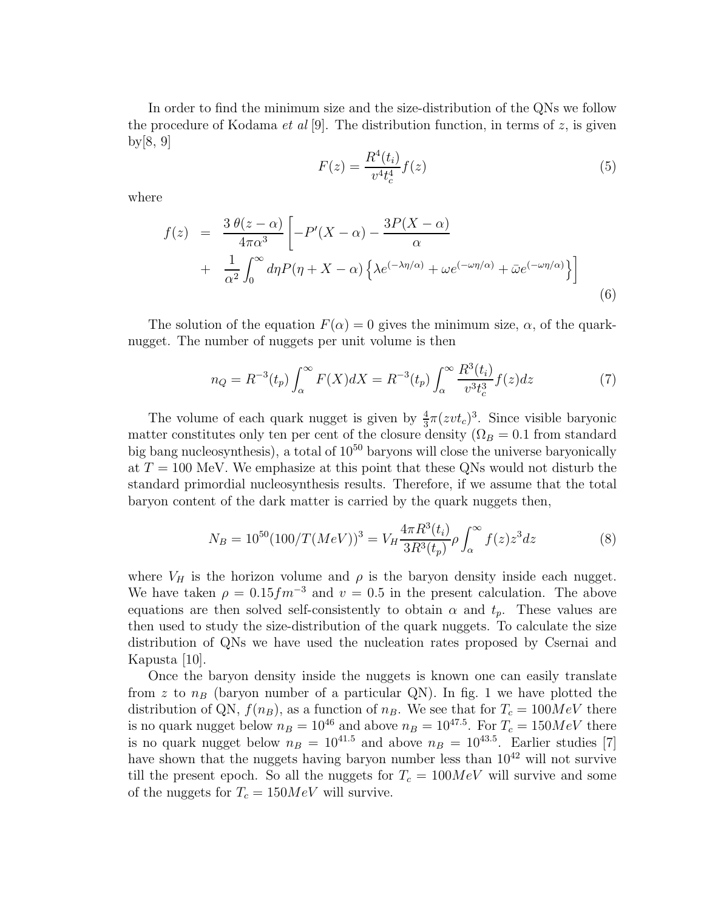In order to find the minimum size and the size-distribution of the QNs we follow the procedure of Kodama *et al* [9]. The distribution function, in terms of $z$, is given by[8, 9]

$$F(z) = \frac{R^4(t_i)}{v^4 t_c^4} f(z) \tag{5}$$

where

$$\begin{aligned} f(z) &= \frac{3\,\theta(z-\alpha)}{4\pi\alpha^3}\left[-P'(X-\alpha) - \frac{3P(X-\alpha)}{\alpha}\right. \\ &+ \left.\frac{1}{\alpha^2}\int_0^\infty d\eta P(\eta + X - \alpha)\left\{\lambda e^{(-\lambda\eta/\alpha)} + \omega e^{(-\omega\eta/\alpha)} + \bar{\omega} e^{(-\omega\eta/\alpha)}\right\}\right] \end{aligned} \tag{6}$$

The solution of the equation $F(\alpha) = 0$ gives the minimum size, $\alpha$, of the quark-nugget. The number of nuggets per unit volume is then

$$n_Q = R^{-3}(t_p)\int_\alpha^\infty F(X)dX = R^{-3}(t_p)\int_\alpha^\infty \frac{R^3(t_i)}{v^3 t_c^3} f(z)dz \tag{7}$$

The volume of each quark nugget is given by $\frac{4}{3}\pi(zvt_c)^3$. Since visible baryonic matter constitutes only ten per cent of the closure density ($\Omega_B = 0.1$ from standard big bang nucleosynthesis), a total of $10^{50}$ baryons will close the universe baryonically at $T = 100$ MeV. We emphasize at this point that these QNs would not disturb the standard primordial nucleosynthesis results. Therefore, if we assume that the total baryon content of the dark matter is carried by the quark nuggets then,

$$N_B = 10^{50}(100/T(MeV))^3 = V_H \frac{4\pi R^3(t_i)}{3R^3(t_p)}\rho \int_\alpha^\infty f(z) z^3 dz \tag{8}$$

where $V_H$ is the horizon volume and $\rho$ is the baryon density inside each nugget. We have taken $\rho = 0.15 fm^{-3}$ and $v = 0.5$ in the present calculation. The above equations are then solved self-consistently to obtain $\alpha$ and $t_p$. These values are then used to study the size-distribution of the quark nuggets. To calculate the size distribution of QNs we have used the nucleation rates proposed by Csernai and Kapusta [10].

Once the baryon density inside the nuggets is known one can easily translate from $z$ to $n_B$ (baryon number of a particular QN). In fig. 1 we have plotted the distribution of QN, $f(n_B)$, as a function of $n_B$. We see that for $T_c = 100 MeV$ there is no quark nugget below $n_B = 10^{46}$ and above $n_B = 10^{47.5}$. For $T_c = 150 MeV$ there is no quark nugget below $n_B = 10^{41.5}$ and above $n_B = 10^{43.5}$. Earlier studies [7] have shown that the nuggets having baryon number less than $10^{42}$ will not survive till the present epoch. So all the nuggets for $T_c = 100 MeV$ will survive and some of the nuggets for $T_c = 150 MeV$ will survive.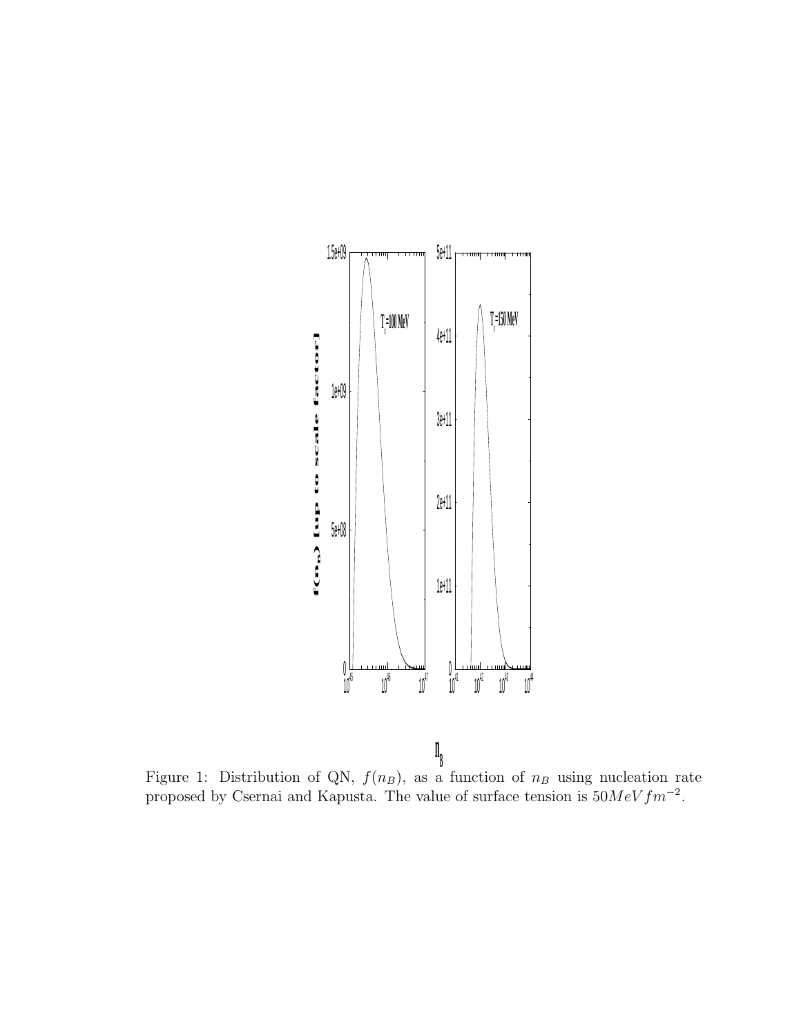Figure 1: Distribution of QN, $f(n_B)$, as a function of $n_B$ using nucleation rate proposed by Csernai and Kapusta. The value of surface tension is $50 MeV fm^{-2}$.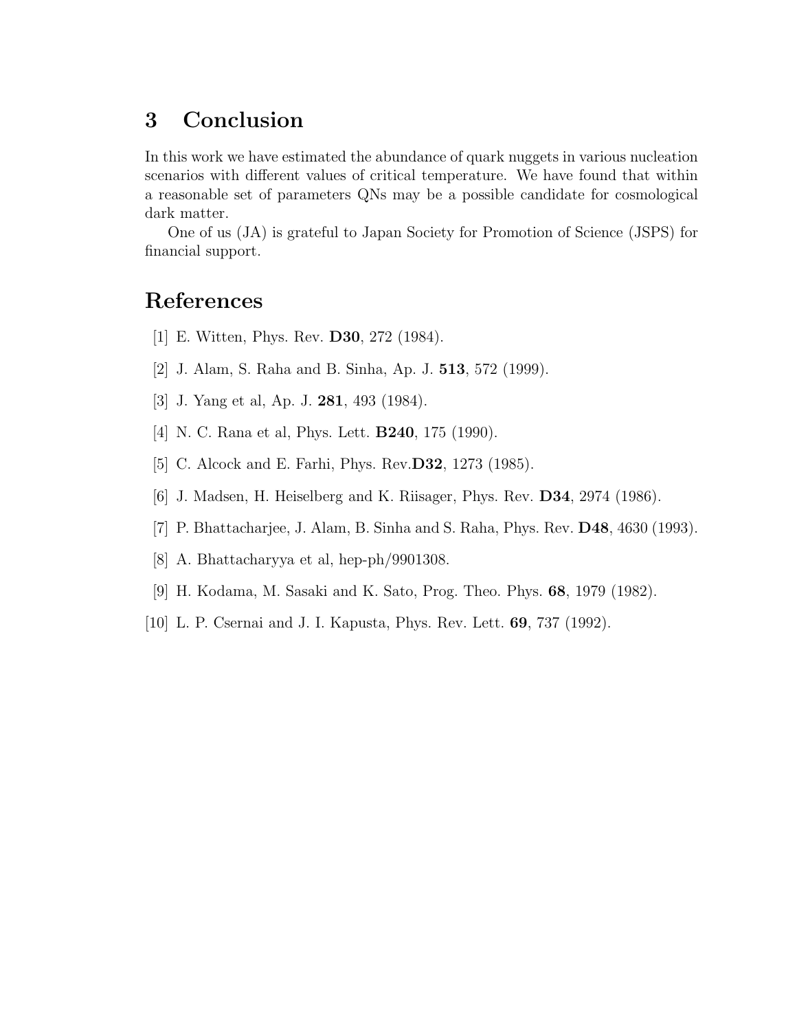## 3 Conclusion

In this work we have estimated the abundance of quark nuggets in various nucleation scenarios with different values of critical temperature. We have found that within a reasonable set of parameters QNs may be a possible candidate for cosmological dark matter.

One of us (JA) is grateful to Japan Society for Promotion of Science (JSPS) for financial support.

## References

[1] E. Witten, Phys. Rev. **D30**, 272 (1984).

[2] J. Alam, S. Raha and B. Sinha, Ap. J. **513**, 572 (1999).

[3] J. Yang et al, Ap. J. **281**, 493 (1984).

[4] N. C. Rana et al, Phys. Lett. **B240**, 175 (1990).

[5] C. Alcock and E. Farhi, Phys. Rev.**D32**, 1273 (1985).

[6] J. Madsen, H. Heiselberg and K. Riisager, Phys. Rev. **D34**, 2974 (1986).

[7] P. Bhattacharjee, J. Alam, B. Sinha and S. Raha, Phys. Rev. **D48**, 4630 (1993).

[8] A. Bhattacharyya et al, hep-ph/9901308.

[9] H. Kodama, M. Sasaki and K. Sato, Prog. Theo. Phys. **68**, 1979 (1982).

[10] L. P. Csernai and J. I. Kapusta, Phys. Rev. Lett. **69**, 737 (1992).